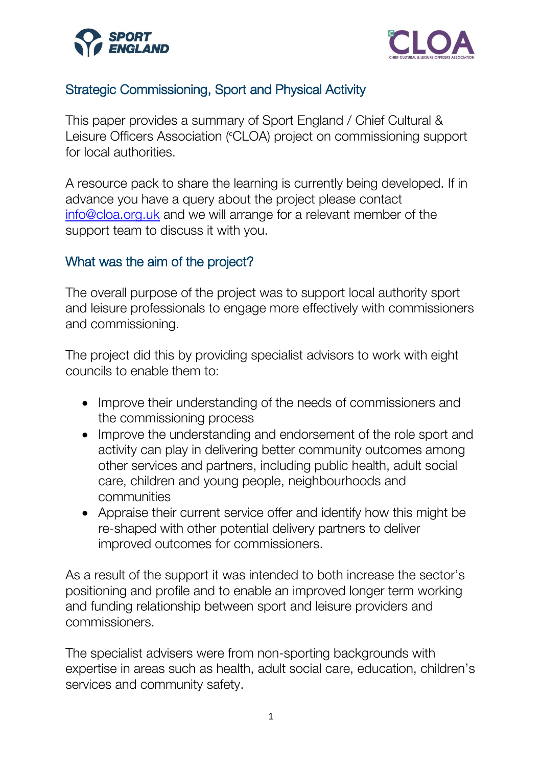## Strategic Commissioning, Sport and Physical Activity

This paper provides a summary of Sport England / Chief Cultural & Leisure Officers Association (cCLOA) project on commissioning support for local authorities.

A resource pack to share the learning is currently being developed. If in advance you have a query about the project please contact info@cloa.org.uk and we will arrange for a relevant member of the support team to discuss it with you.

## What was the aim of the project?

The overall purpose of the project was to support local authority sport and leisure professionals to engage more effectively with commissioners and commissioning.

The project did this by providing specialist advisors to work with eight councils to enable them to:

- Improve their understanding of the needs of commissioners and the commissioning process
- Improve the understanding and endorsement of the role sport and activity can play in delivering better community outcomes among other services and partners, including public health, adult social care, children and young people, neighbourhoods and communities
- Appraise their current service offer and identify how this might be re-shaped with other potential delivery partners to deliver improved outcomes for commissioners.

As a result of the support it was intended to both increase the sector's positioning and profile and to enable an improved longer term working and funding relationship between sport and leisure providers and commissioners.

The specialist advisers were from non-sporting backgrounds with expertise in areas such as health, adult social care, education, children's services and community safety.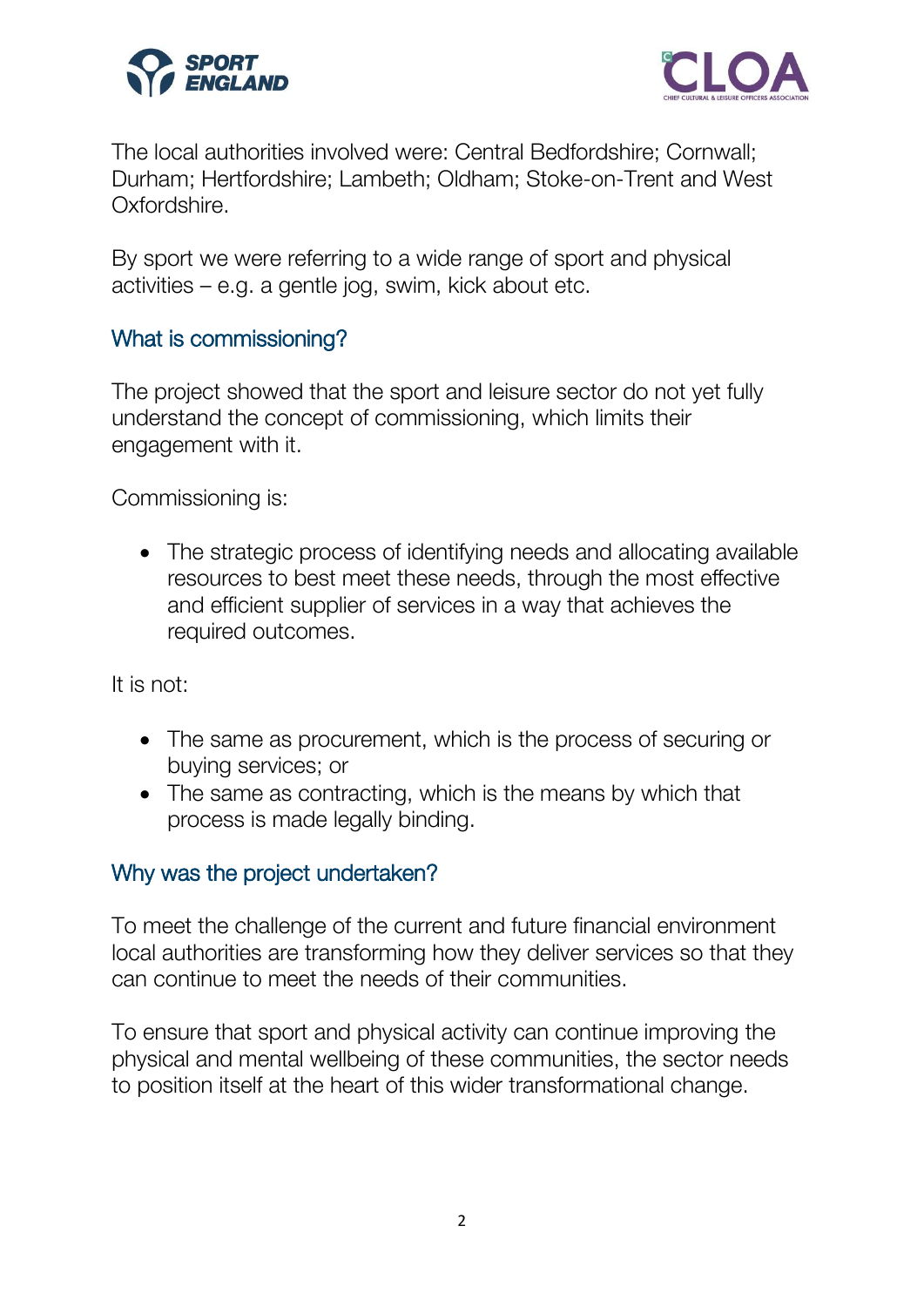The local authorities involved were: Central Bedfordshire; Cornwall; Durham; Hertfordshire; Lambeth; Oldham; Stoke-on-Trent and West Oxfordshire.

By sport we were referring to a wide range of sport and physical activities – e.g. a gentle jog, swim, kick about etc.

## What is commissioning?

The project showed that the sport and leisure sector do not yet fully understand the concept of commissioning, which limits their engagement with it.

Commissioning is:

- The strategic process of identifying needs and allocating available resources to best meet these needs, through the most effective and efficient supplier of services in a way that achieves the required outcomes.

It is not:

- The same as procurement, which is the process of securing or buying services; or
- The same as contracting, which is the means by which that process is made legally binding.

## Why was the project undertaken?

To meet the challenge of the current and future financial environment local authorities are transforming how they deliver services so that they can continue to meet the needs of their communities.

To ensure that sport and physical activity can continue improving the physical and mental wellbeing of these communities, the sector needs to position itself at the heart of this wider transformational change.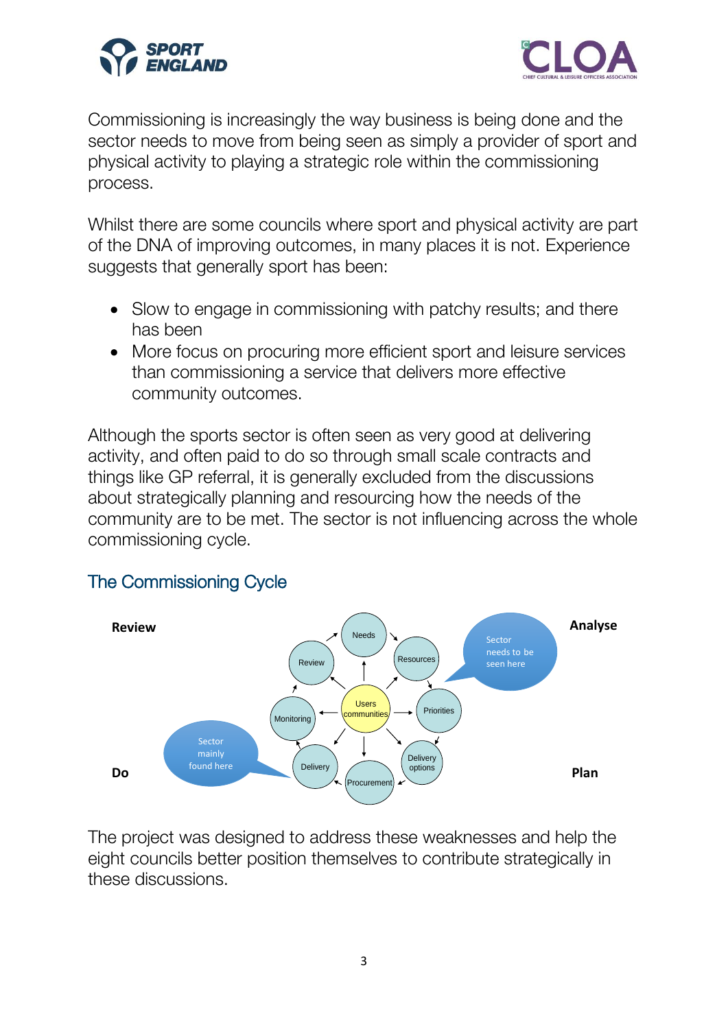Commissioning is increasingly the way business is being done and the sector needs to move from being seen as simply a provider of sport and physical activity to playing a strategic role within the commissioning process.

Whilst there are some councils where sport and physical activity are part of the DNA of improving outcomes, in many places it is not. Experience suggests that generally sport has been:

- Slow to engage in commissioning with patchy results; and there has been
- More focus on procuring more efficient sport and leisure services than commissioning a service that delivers more effective community outcomes.

Although the sports sector is often seen as very good at delivering activity, and often paid to do so through small scale contracts and things like GP referral, it is generally excluded from the discussions about strategically planning and resourcing how the needs of the community are to be met. The sector is not influencing across the whole commissioning cycle.

## The Commissioning Cycle

**Review** **Analyse** **Do** **Plan**

Needs, Resources, Priorities, Delivery options, Procurement, Delivery, Monitoring, Review — Users communities

Sector needs to be seen here

Sector mainly found here

The project was designed to address these weaknesses and help the eight councils better position themselves to contribute strategically in these discussions.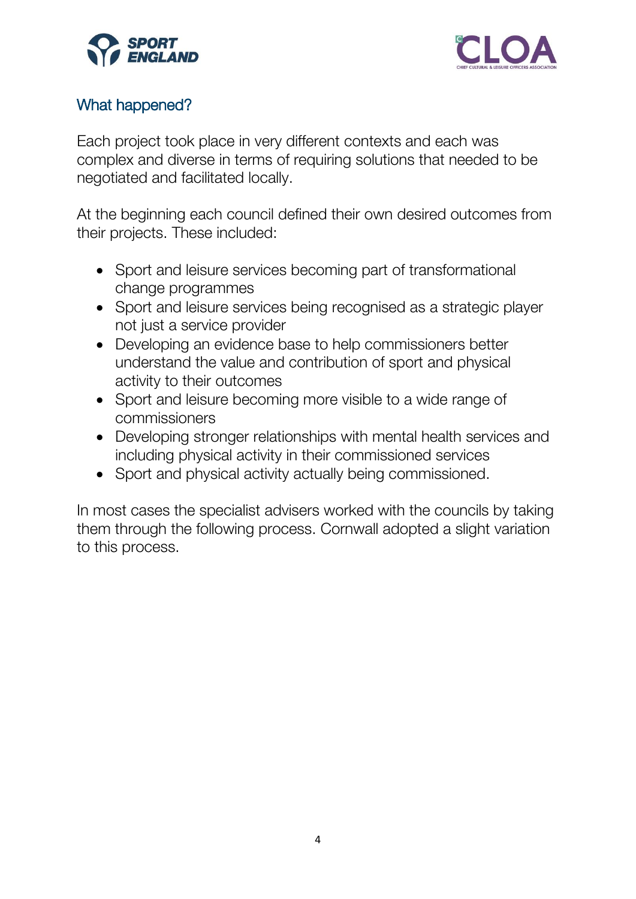## What happened?

Each project took place in very different contexts and each was complex and diverse in terms of requiring solutions that needed to be negotiated and facilitated locally.

At the beginning each council defined their own desired outcomes from their projects. These included:

- Sport and leisure services becoming part of transformational change programmes
- Sport and leisure services being recognised as a strategic player not just a service provider
- Developing an evidence base to help commissioners better understand the value and contribution of sport and physical activity to their outcomes
- Sport and leisure becoming more visible to a wide range of commissioners
- Developing stronger relationships with mental health services and including physical activity in their commissioned services
- Sport and physical activity actually being commissioned.

In most cases the specialist advisers worked with the councils by taking them through the following process. Cornwall adopted a slight variation to this process.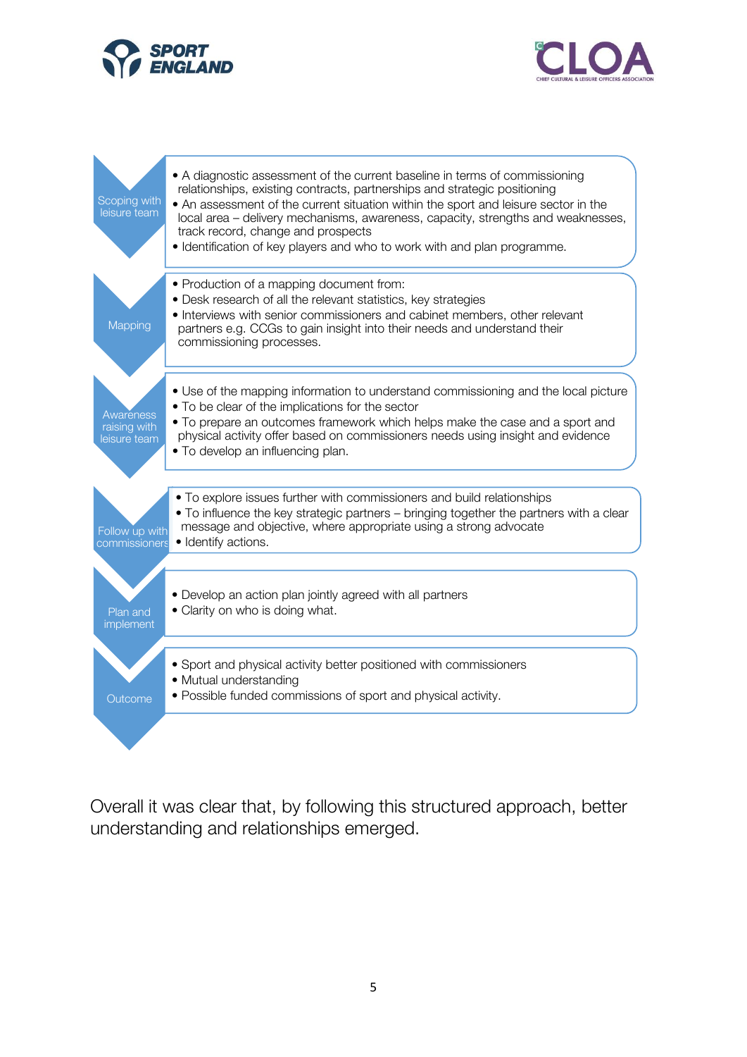**Scoping with leisure team**

- A diagnostic assessment of the current baseline in terms of commissioning relationships, existing contracts, partnerships and strategic positioning
- An assessment of the current situation within the sport and leisure sector in the local area – delivery mechanisms, awareness, capacity, strengths and weaknesses, track record, change and prospects
- Identification of key players and who to work with and plan programme.

**Mapping**

- Production of a mapping document from:
- Desk research of all the relevant statistics, key strategies
- Interviews with senior commissioners and cabinet members, other relevant partners e.g. CCGs to gain insight into their needs and understand their commissioning processes.

**Awareness raising with leisure team**

- Use of the mapping information to understand commissioning and the local picture
- To be clear of the implications for the sector
- To prepare an outcomes framework which helps make the case and a sport and physical activity offer based on commissioners needs using insight and evidence
- To develop an influencing plan.

**Follow up with commissioners**

- To explore issues further with commissioners and build relationships
- To influence the key strategic partners – bringing together the partners with a clear message and objective, where appropriate using a strong advocate
- Identify actions.

**Plan and implement**

- Develop an action plan jointly agreed with all partners
- Clarity on who is doing what.

**Outcome**

- Sport and physical activity better positioned with commissioners
- Mutual understanding
- Possible funded commissions of sport and physical activity.

Overall it was clear that, by following this structured approach, better understanding and relationships emerged.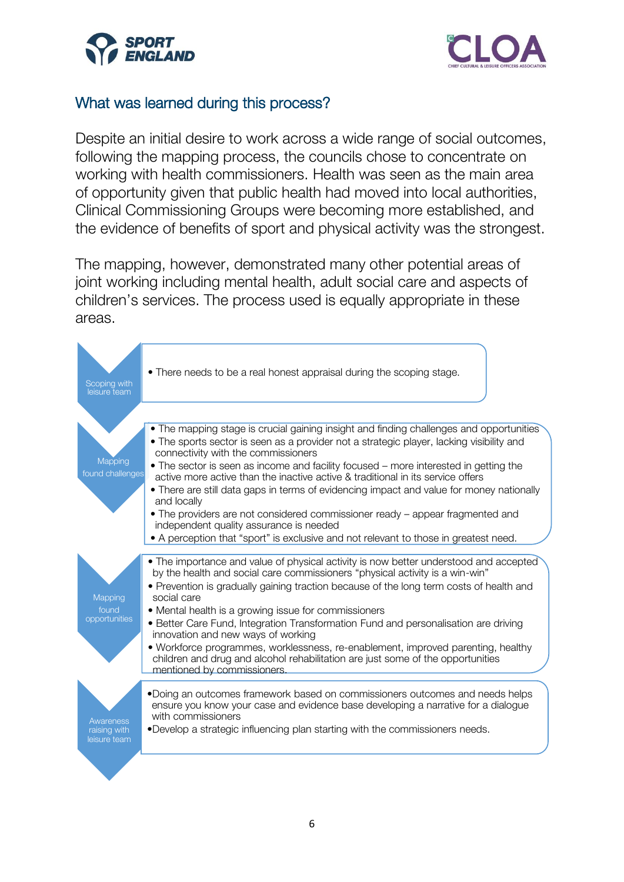## What was learned during this process?

Despite an initial desire to work across a wide range of social outcomes, following the mapping process, the councils chose to concentrate on working with health commissioners. Health was seen as the main area of opportunity given that public health had moved into local authorities, Clinical Commissioning Groups were becoming more established, and the evidence of benefits of sport and physical activity was the strongest.

The mapping, however, demonstrated many other potential areas of joint working including mental health, adult social care and aspects of children's services. The process used is equally appropriate in these areas.

**Scoping with leisure team**

- There needs to be a real honest appraisal during the scoping stage.

**Mapping found challenges**

- The mapping stage is crucial gaining insight and finding challenges and opportunities
- The sports sector is seen as a provider not a strategic player, lacking visibility and connectivity with the commissioners
- The sector is seen as income and facility focused – more interested in getting the active more active than the inactive active & traditional in its service offers
- There are still data gaps in terms of evidencing impact and value for money nationally and locally
- The providers are not considered commissioner ready – appear fragmented and independent quality assurance is needed
- A perception that "sport" is exclusive and not relevant to those in greatest need.

**Mapping found opportunities**

- The importance and value of physical activity is now better understood and accepted by the health and social care commissioners "physical activity is a win-win"
- Prevention is gradually gaining traction because of the long term costs of health and social care
- Mental health is a growing issue for commissioners
- Better Care Fund, Integration Transformation Fund and personalisation are driving innovation and new ways of working
- Workforce programmes, worklessness, re-enablement, improved parenting, healthy children and drug and alcohol rehabilitation are just some of the opportunities mentioned by commissioners.

**Awareness raising with leisure team**

- Doing an outcomes framework based on commissioners outcomes and needs helps ensure you know your case and evidence base developing a narrative for a dialogue with commissioners
- Develop a strategic influencing plan starting with the commissioners needs.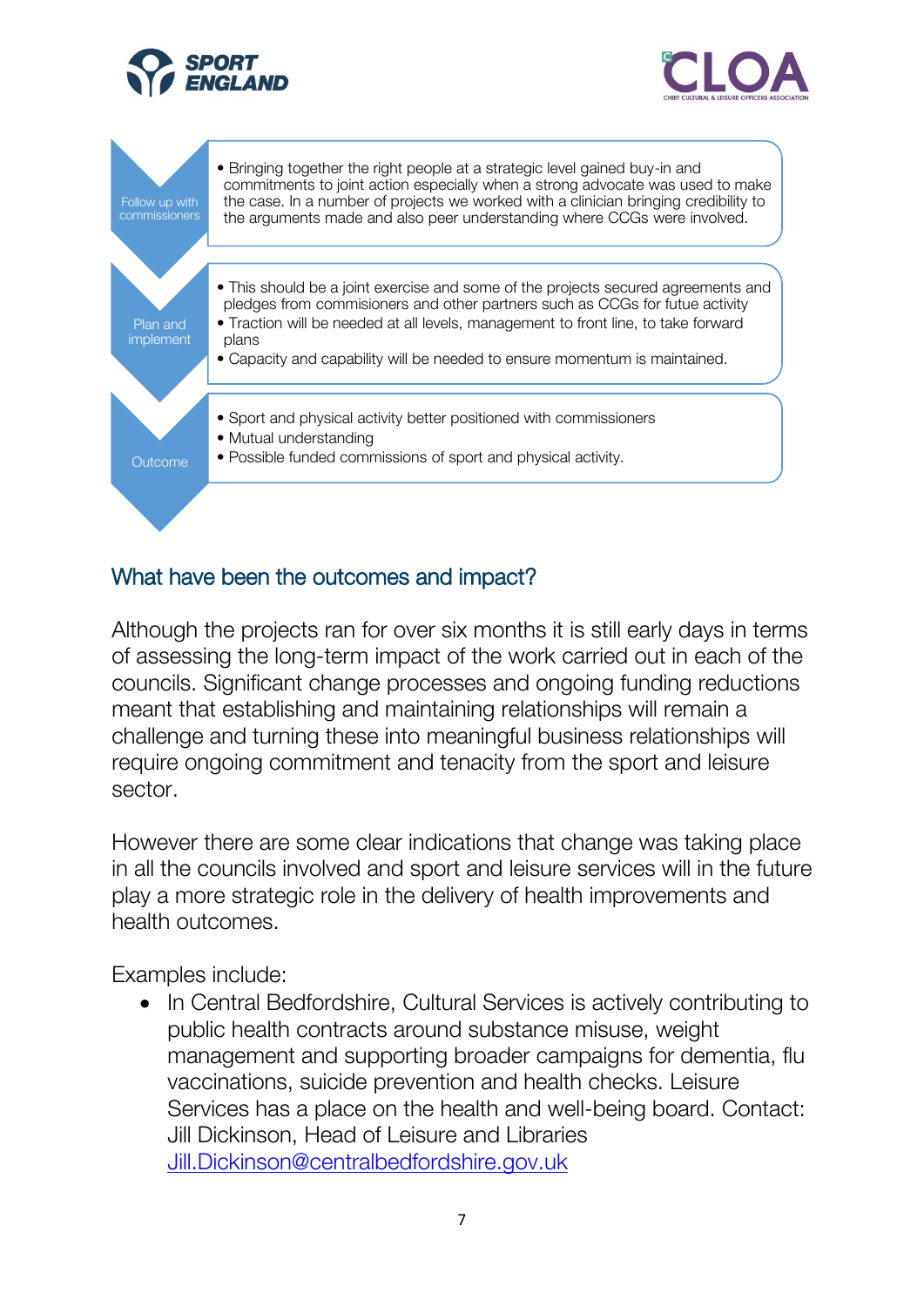| | |
|---|---|
| Follow up with commissioners | • Bringing together the right people at a strategic level gained buy-in and commitments to joint action especially when a strong advocate was used to make the case. In a number of projects we worked with a clinician bringing credibility to the arguments made and also peer understanding where CCGs were involved. |
| Plan and implement | • This should be a joint exercise and some of the projects secured agreements and pledges from commisioners and other partners such as CCGs for futue activity<br>• Traction will be needed at all levels, management to front line, to take forward plans<br>• Capacity and capability will be needed to ensure momentum is maintained. |
| Outcome | • Sport and physical activity better positioned with commissioners<br>• Mutual understanding<br>• Possible funded commissions of sport and physical activity. |

## What have been the outcomes and impact?

Although the projects ran for over six months it is still early days in terms of assessing the long-term impact of the work carried out in each of the councils. Significant change processes and ongoing funding reductions meant that establishing and maintaining relationships will remain a challenge and turning these into meaningful business relationships will require ongoing commitment and tenacity from the sport and leisure sector.

However there are some clear indications that change was taking place in all the councils involved and sport and leisure services will in the future play a more strategic role in the delivery of health improvements and health outcomes.

Examples include:

- In Central Bedfordshire, Cultural Services is actively contributing to public health contracts around substance misuse, weight management and supporting broader campaigns for dementia, flu vaccinations, suicide prevention and health checks. Leisure Services has a place on the health and well-being board. Contact: Jill Dickinson, Head of Leisure and Libraries [Jill.Dickinson@centralbedfordshire.gov.uk](mailto:Jill.Dickinson@centralbedfordshire.gov.uk)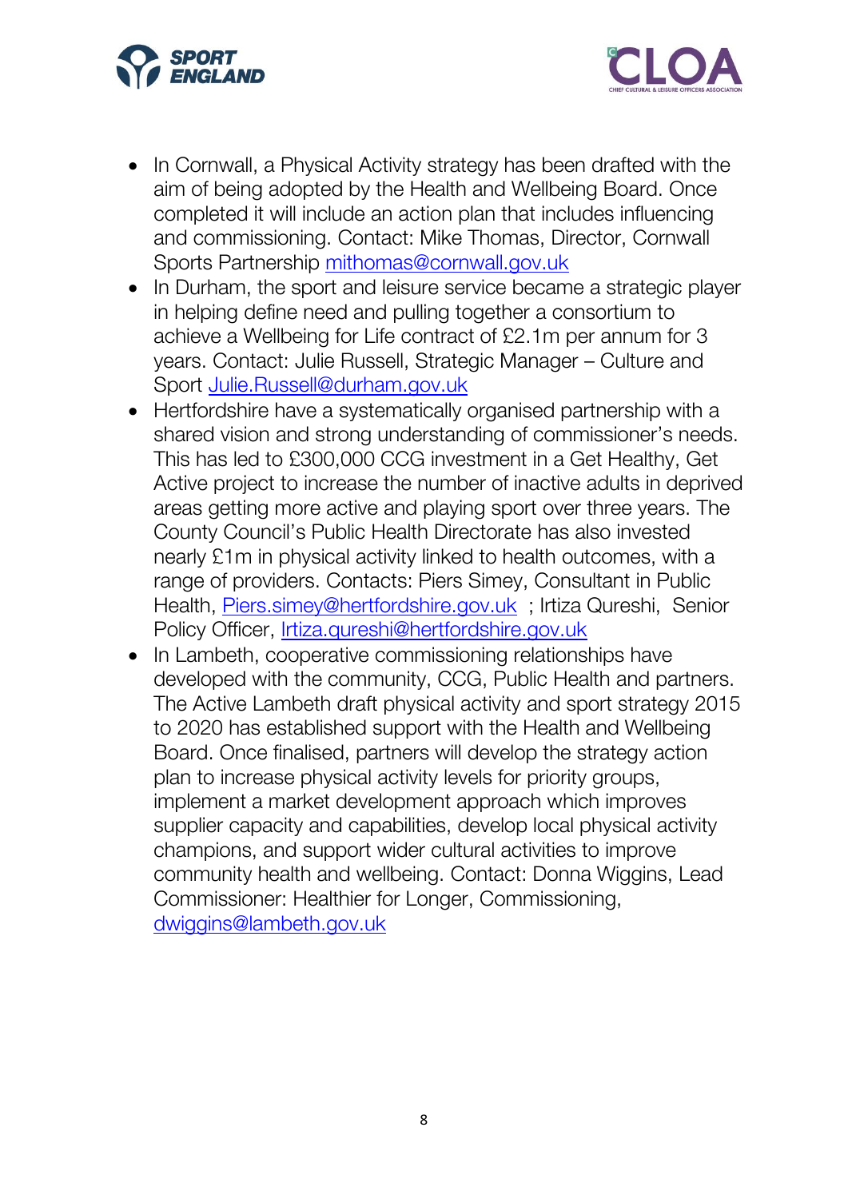- In Cornwall, a Physical Activity strategy has been drafted with the aim of being adopted by the Health and Wellbeing Board. Once completed it will include an action plan that includes influencing and commissioning. Contact: Mike Thomas, Director, Cornwall Sports Partnership mithomas@cornwall.gov.uk
- In Durham, the sport and leisure service became a strategic player in helping define need and pulling together a consortium to achieve a Wellbeing for Life contract of £2.1m per annum for 3 years. Contact: Julie Russell, Strategic Manager – Culture and Sport Julie.Russell@durham.gov.uk
- Hertfordshire have a systematically organised partnership with a shared vision and strong understanding of commissioner's needs. This has led to £300,000 CCG investment in a Get Healthy, Get Active project to increase the number of inactive adults in deprived areas getting more active and playing sport over three years. The County Council's Public Health Directorate has also invested nearly £1m in physical activity linked to health outcomes, with a range of providers. Contacts: Piers Simey, Consultant in Public Health, Piers.simey@hertfordshire.gov.uk ; Irtiza Qureshi, Senior Policy Officer, Irtiza.qureshi@hertfordshire.gov.uk
- In Lambeth, cooperative commissioning relationships have developed with the community, CCG, Public Health and partners. The Active Lambeth draft physical activity and sport strategy 2015 to 2020 has established support with the Health and Wellbeing Board. Once finalised, partners will develop the strategy action plan to increase physical activity levels for priority groups, implement a market development approach which improves supplier capacity and capabilities, develop local physical activity champions, and support wider cultural activities to improve community health and wellbeing. Contact: Donna Wiggins, Lead Commissioner: Healthier for Longer, Commissioning, dwiggins@lambeth.gov.uk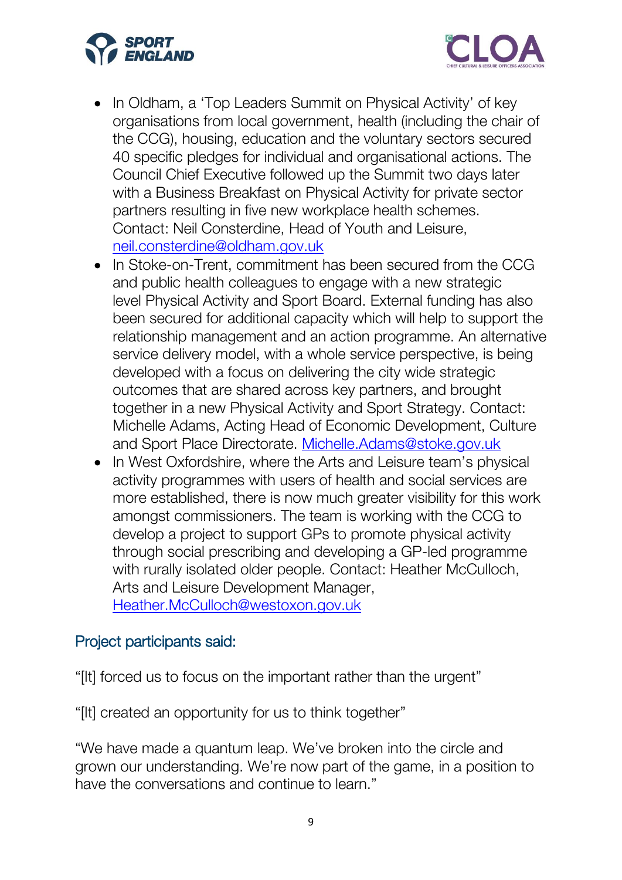- In Oldham, a 'Top Leaders Summit on Physical Activity' of key organisations from local government, health (including the chair of the CCG), housing, education and the voluntary sectors secured 40 specific pledges for individual and organisational actions. The Council Chief Executive followed up the Summit two days later with a Business Breakfast on Physical Activity for private sector partners resulting in five new workplace health schemes. Contact: Neil Consterdine, Head of Youth and Leisure, neil.consterdine@oldham.gov.uk
- In Stoke-on-Trent, commitment has been secured from the CCG and public health colleagues to engage with a new strategic level Physical Activity and Sport Board. External funding has also been secured for additional capacity which will help to support the relationship management and an action programme. An alternative service delivery model, with a whole service perspective, is being developed with a focus on delivering the city wide strategic outcomes that are shared across key partners, and brought together in a new Physical Activity and Sport Strategy. Contact: Michelle Adams, Acting Head of Economic Development, Culture and Sport Place Directorate. Michelle.Adams@stoke.gov.uk
- In West Oxfordshire, where the Arts and Leisure team's physical activity programmes with users of health and social services are more established, there is now much greater visibility for this work amongst commissioners. The team is working with the CCG to develop a project to support GPs to promote physical activity through social prescribing and developing a GP-led programme with rurally isolated older people. Contact: Heather McCulloch, Arts and Leisure Development Manager, Heather.McCulloch@westoxon.gov.uk

## Project participants said:

"[It] forced us to focus on the important rather than the urgent"

"[It] created an opportunity for us to think together"

"We have made a quantum leap. We've broken into the circle and grown our understanding. We're now part of the game, in a position to have the conversations and continue to learn."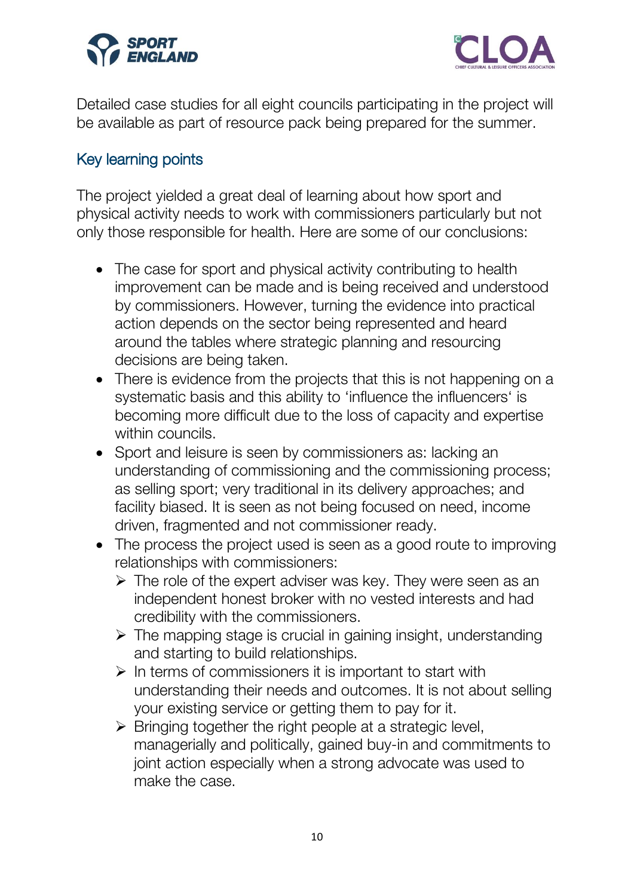Detailed case studies for all eight councils participating in the project will be available as part of resource pack being prepared for the summer.

## Key learning points

The project yielded a great deal of learning about how sport and physical activity needs to work with commissioners particularly but not only those responsible for health. Here are some of our conclusions:

- The case for sport and physical activity contributing to health improvement can be made and is being received and understood by commissioners. However, turning the evidence into practical action depends on the sector being represented and heard around the tables where strategic planning and resourcing decisions are being taken.
- There is evidence from the projects that this is not happening on a systematic basis and this ability to 'influence the influencers' is becoming more difficult due to the loss of capacity and expertise within councils.
- Sport and leisure is seen by commissioners as: lacking an understanding of commissioning and the commissioning process; as selling sport; very traditional in its delivery approaches; and facility biased. It is seen as not being focused on need, income driven, fragmented and not commissioner ready.
- The process the project used is seen as a good route to improving relationships with commissioners:
  - The role of the expert adviser was key. They were seen as an independent honest broker with no vested interests and had credibility with the commissioners.
  - The mapping stage is crucial in gaining insight, understanding and starting to build relationships.
  - In terms of commissioners it is important to start with understanding their needs and outcomes. It is not about selling your existing service or getting them to pay for it.
  - Bringing together the right people at a strategic level, managerially and politically, gained buy-in and commitments to joint action especially when a strong advocate was used to make the case.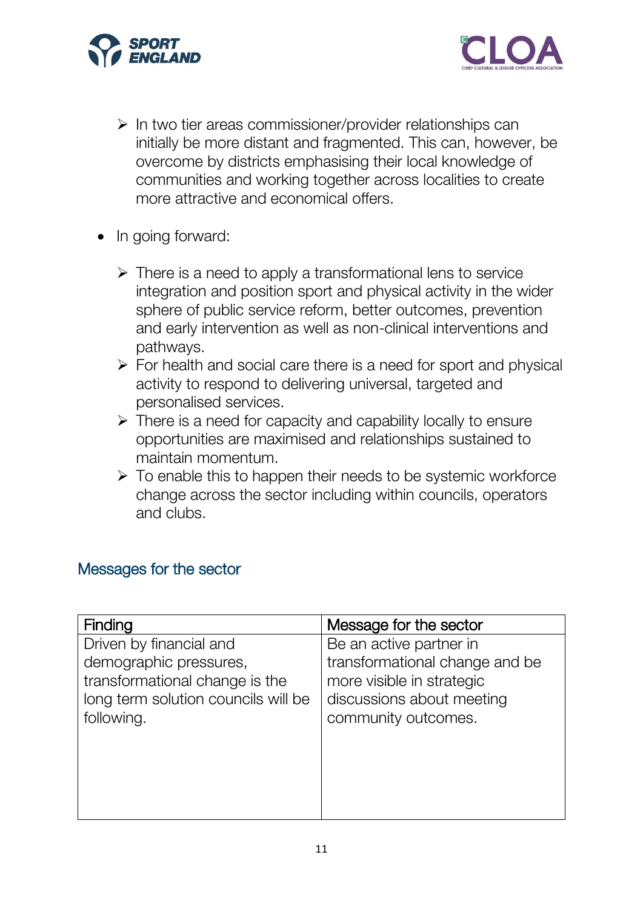- In two tier areas commissioner/provider relationships can initially be more distant and fragmented. This can, however, be overcome by districts emphasising their local knowledge of communities and working together across localities to create more attractive and economical offers.

- In going forward:
  - There is a need to apply a transformational lens to service integration and position sport and physical activity in the wider sphere of public service reform, better outcomes, prevention and early intervention as well as non-clinical interventions and pathways.
  - For health and social care there is a need for sport and physical activity to respond to delivering universal, targeted and personalised services.
  - There is a need for capacity and capability locally to ensure opportunities are maximised and relationships sustained to maintain momentum.
  - To enable this to happen their needs to be systemic workforce change across the sector including within councils, operators and clubs.

## Messages for the sector

| Finding | Message for the sector |
|---|---|
| Driven by financial and demographic pressures, transformational change is the long term solution councils will be following. | Be an active partner in transformational change and be more visible in strategic discussions about meeting community outcomes. |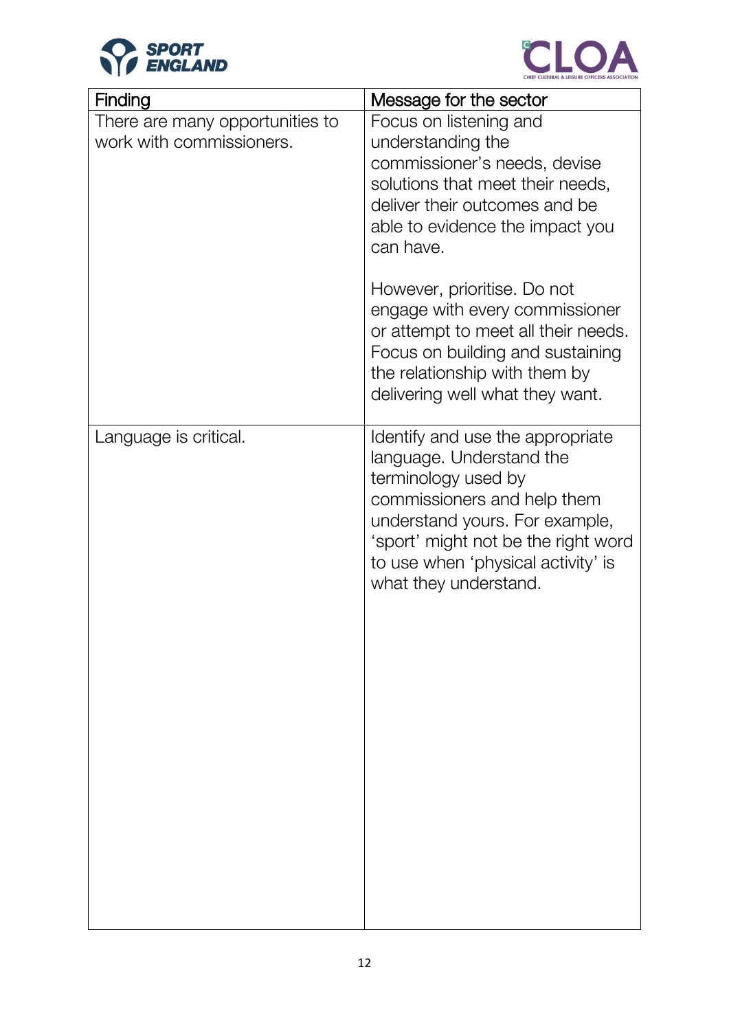| Finding | Message for the sector |
| --- | --- |
| There are many opportunities to work with commissioners. | Focus on listening and understanding the commissioner's needs, devise solutions that meet their needs, deliver their outcomes and be able to evidence the impact you can have.<br><br>However, prioritise. Do not engage with every commissioner or attempt to meet all their needs. Focus on building and sustaining the relationship with them by delivering well what they want. |
| Language is critical. | Identify and use the appropriate language. Understand the terminology used by commissioners and help them understand yours. For example, 'sport' might not be the right word to use when 'physical activity' is what they understand. |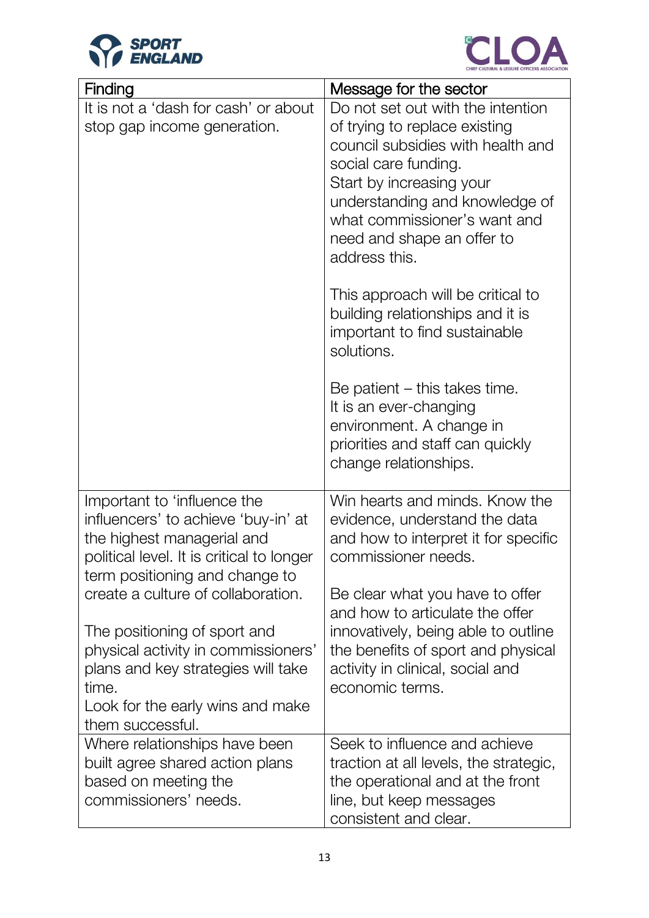| Finding | Message for the sector |
|---|---|
| It is not a 'dash for cash' or about stop gap income generation. | Do not set out with the intention of trying to replace existing council subsidies with health and social care funding. Start by increasing your understanding and knowledge of what commissioner's want and need and shape an offer to address this.<br><br>This approach will be critical to building relationships and it is important to find sustainable solutions.<br><br>Be patient – this takes time. It is an ever-changing environment. A change in priorities and staff can quickly change relationships. |
| Important to 'influence the influencers' to achieve 'buy-in' at the highest managerial and political level. It is critical to longer term positioning and change to create a culture of collaboration.<br><br>The positioning of sport and physical activity in commissioners' plans and key strategies will take time. Look for the early wins and make them successful. | Win hearts and minds. Know the evidence, understand the data and how to interpret it for specific commissioner needs.<br><br>Be clear what you have to offer and how to articulate the offer innovatively, being able to outline the benefits of sport and physical activity in clinical, social and economic terms. |
| Where relationships have been built agree shared action plans based on meeting the commissioners' needs. | Seek to influence and achieve traction at all levels, the strategic, the operational and at the front line, but keep messages consistent and clear. |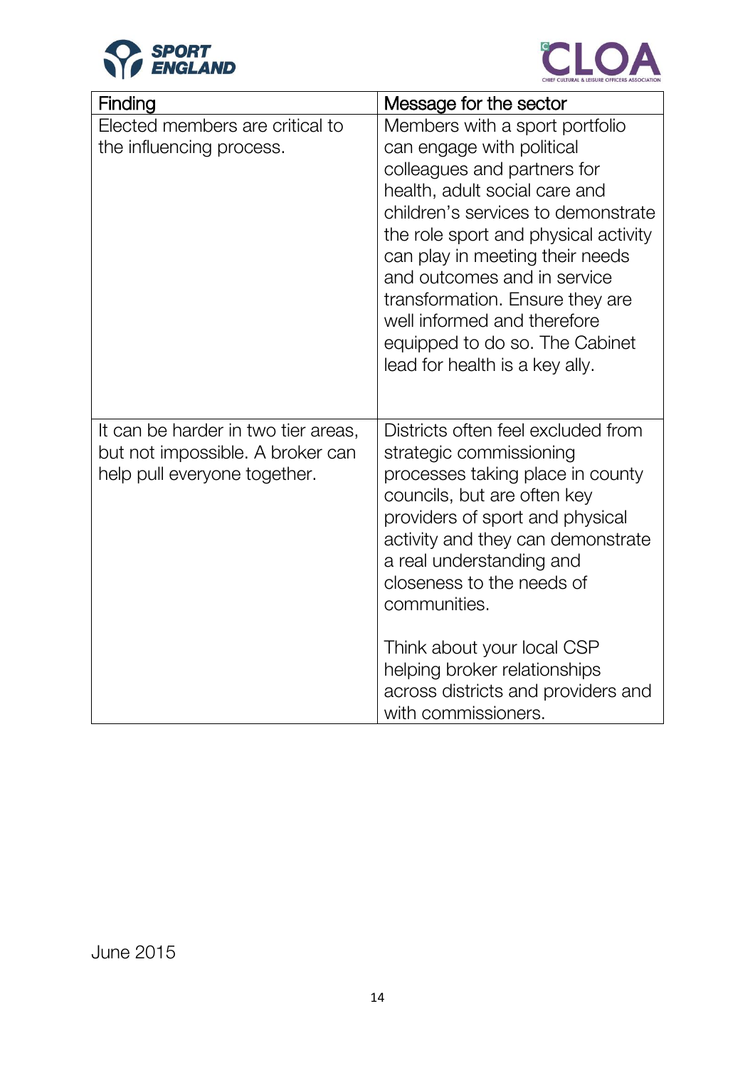| Finding | Message for the sector |
|---|---|
| Elected members are critical to the influencing process. | Members with a sport portfolio can engage with political colleagues and partners for health, adult social care and children's services to demonstrate the role sport and physical activity can play in meeting their needs and outcomes and in service transformation. Ensure they are well informed and therefore equipped to do so. The Cabinet lead for health is a key ally. |
| It can be harder in two tier areas, but not impossible. A broker can help pull everyone together. | Districts often feel excluded from strategic commissioning processes taking place in county councils, but are often key providers of sport and physical activity and they can demonstrate a real understanding and closeness to the needs of communities.<br><br>Think about your local CSP helping broker relationships across districts and providers and with commissioners. |

June 2015